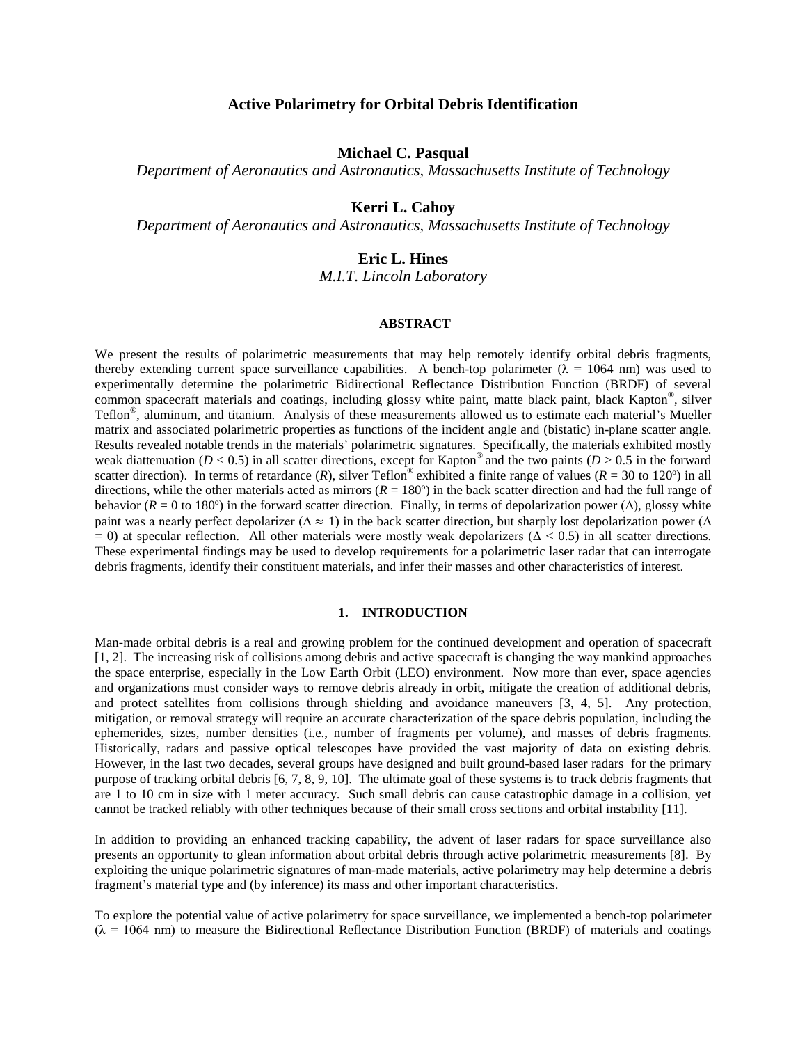# Active Polarimetry for Orbital Debris Identification

**Michael C. Pasqual**

*Department of Aeronautics and Astronautics, Massachusetts Institute of Technology*

**Kerri L. Cahoy**

*Department of Aeronautics and Astronautics, Massachusetts Institute of Technology*

**Eric L. Hines**

*M.I.T. Lincoln Laboratory*

## ABSTRACT

We present the results of polarimetric measurements that may help remotely identify orbital debris fragments, thereby extending current space surveillance capabilities. A bench-top polarimeter ($\lambda$ = 1064 nm) was used to experimentally determine the polarimetric Bidirectional Reflectance Distribution Function (BRDF) of several common spacecraft materials and coatings, including glossy white paint, matte black paint, black Kapton®, silver Teflon®, aluminum, and titanium. Analysis of these measurements allowed us to estimate each material's Mueller matrix and associated polarimetric properties as functions of the incident angle and (bistatic) in-plane scatter angle. Results revealed notable trends in the materials' polarimetric signatures. Specifically, the materials exhibited mostly weak diattenuation ($D < 0.5$) in all scatter directions, except for Kapton® and the two paints ($D > 0.5$ in the forward scatter direction). In terms of retardance ($R$), silver Teflon® exhibited a finite range of values ($R$ = 30 to 120º) in all directions, while the other materials acted as mirrors ($R$ = 180º) in the back scatter direction and had the full range of behavior ($R$ = 0 to 180º) in the forward scatter direction. Finally, in terms of depolarization power ($\Delta$), glossy white paint was a nearly perfect depolarizer ($\Delta \approx 1$) in the back scatter direction, but sharply lost depolarization power ($\Delta = 0$) at specular reflection. All other materials were mostly weak depolarizers ($\Delta < 0.5$) in all scatter directions. These experimental findings may be used to develop requirements for a polarimetric laser radar that can interrogate debris fragments, identify their constituent materials, and infer their masses and other characteristics of interest.

## 1. INTRODUCTION

Man-made orbital debris is a real and growing problem for the continued development and operation of spacecraft [1, 2]. The increasing risk of collisions among debris and active spacecraft is changing the way mankind approaches the space enterprise, especially in the Low Earth Orbit (LEO) environment. Now more than ever, space agencies and organizations must consider ways to remove debris already in orbit, mitigate the creation of additional debris, and protect satellites from collisions through shielding and avoidance maneuvers [3, 4, 5]. Any protection, mitigation, or removal strategy will require an accurate characterization of the space debris population, including the ephemerides, sizes, number densities (i.e., number of fragments per volume), and masses of debris fragments. Historically, radars and passive optical telescopes have provided the vast majority of data on existing debris. However, in the last two decades, several groups have designed and built ground-based laser radars for the primary purpose of tracking orbital debris [6, 7, 8, 9, 10]. The ultimate goal of these systems is to track debris fragments that are 1 to 10 cm in size with 1 meter accuracy. Such small debris can cause catastrophic damage in a collision, yet cannot be tracked reliably with other techniques because of their small cross sections and orbital instability [11].

In addition to providing an enhanced tracking capability, the advent of laser radars for space surveillance also presents an opportunity to glean information about orbital debris through active polarimetric measurements [8]. By exploiting the unique polarimetric signatures of man-made materials, active polarimetry may help determine a debris fragment's material type and (by inference) its mass and other important characteristics.

To explore the potential value of active polarimetry for space surveillance, we implemented a bench-top polarimeter ($\lambda$ = 1064 nm) to measure the Bidirectional Reflectance Distribution Function (BRDF) of materials and coatings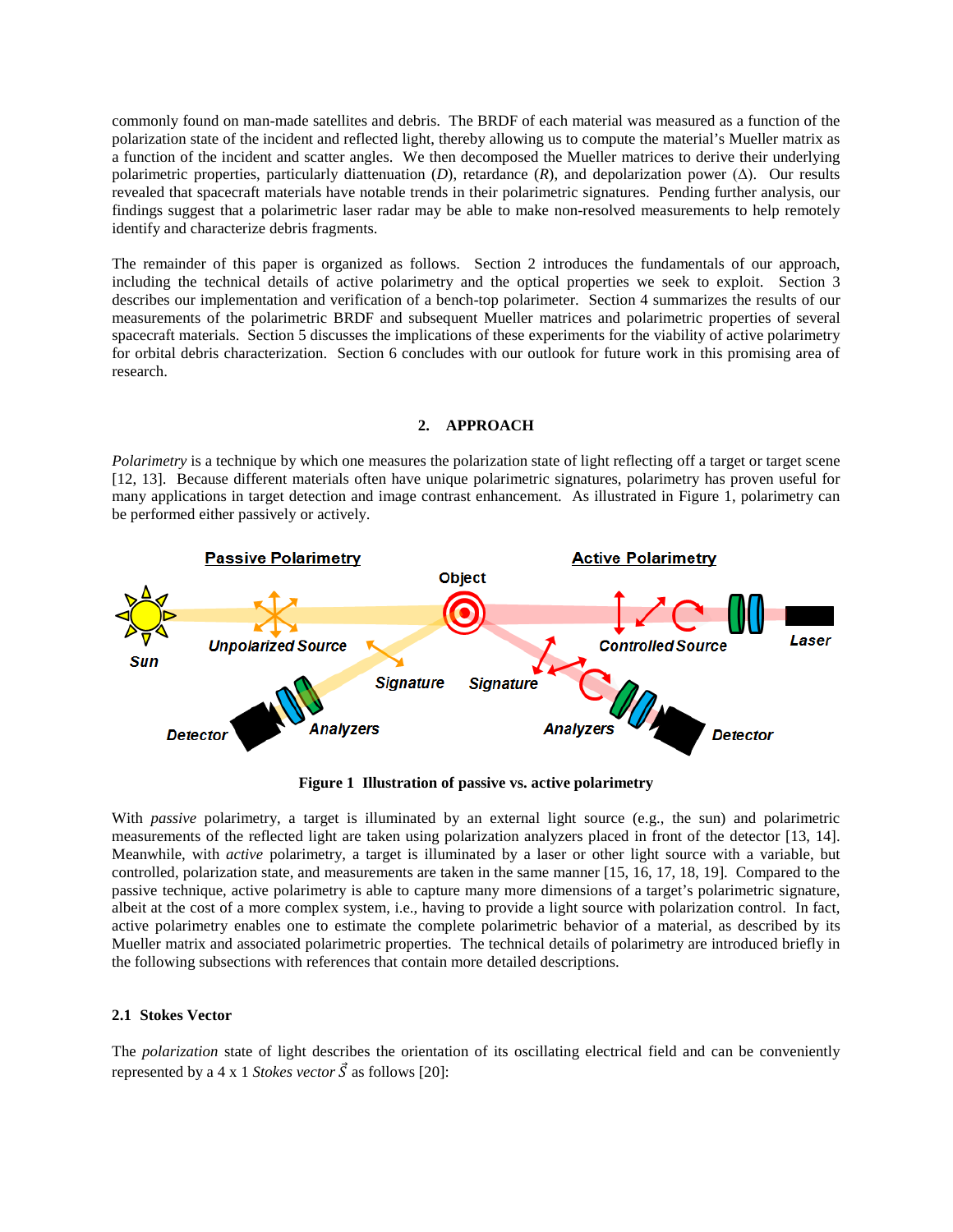commonly found on man-made satellites and debris. The BRDF of each material was measured as a function of the polarization state of the incident and reflected light, thereby allowing us to compute the material's Mueller matrix as a function of the incident and scatter angles. We then decomposed the Mueller matrices to derive their underlying polarimetric properties, particularly diattenuation ($D$), retardance ($R$), and depolarization power ($\Delta$). Our results revealed that spacecraft materials have notable trends in their polarimetric signatures. Pending further analysis, our findings suggest that a polarimetric laser radar may be able to make non-resolved measurements to help remotely identify and characterize debris fragments.

The remainder of this paper is organized as follows. Section 2 introduces the fundamentals of our approach, including the technical details of active polarimetry and the optical properties we seek to exploit. Section 3 describes our implementation and verification of a bench-top polarimeter. Section 4 summarizes the results of our measurements of the polarimetric BRDF and subsequent Mueller matrices and polarimetric properties of several spacecraft materials. Section 5 discusses the implications of these experiments for the viability of active polarimetry for orbital debris characterization. Section 6 concludes with our outlook for future work in this promising area of research.

## 2. APPROACH

*Polarimetry* is a technique by which one measures the polarization state of light reflecting off a target or target scene [12, 13]. Because different materials often have unique polarimetric signatures, polarimetry has proven useful for many applications in target detection and image contrast enhancement. As illustrated in Figure 1, polarimetry can be performed either passively or actively.

**Figure 1 Illustration of passive vs. active polarimetry**

With *passive* polarimetry, a target is illuminated by an external light source (e.g., the sun) and polarimetric measurements of the reflected light are taken using polarization analyzers placed in front of the detector [13, 14]. Meanwhile, with *active* polarimetry, a target is illuminated by a laser or other light source with a variable, but controlled, polarization state, and measurements are taken in the same manner [15, 16, 17, 18, 19]. Compared to the passive technique, active polarimetry is able to capture many more dimensions of a target's polarimetric signature, albeit at the cost of a more complex system, i.e., having to provide a light source with polarization control. In fact, active polarimetry enables one to estimate the complete polarimetric behavior of a material, as described by its Mueller matrix and associated polarimetric properties. The technical details of polarimetry are introduced briefly in the following subsections with references that contain more detailed descriptions.

### 2.1 Stokes Vector

The *polarization* state of light describes the orientation of its oscillating electrical field and can be conveniently represented by a 4 x 1 *Stokes vector* $\vec{S}$ as follows [20]: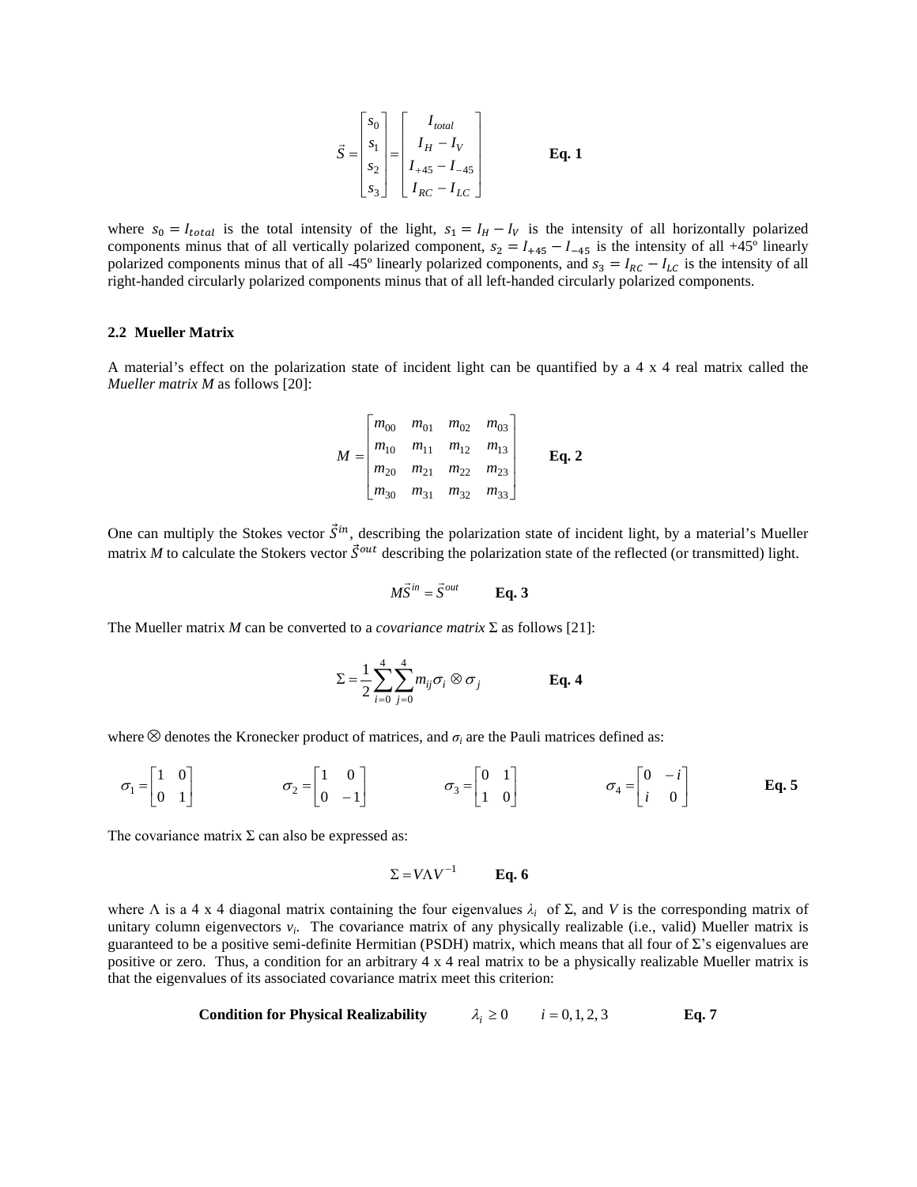$$\vec{S} = \begin{bmatrix} s_0 \\ s_1 \\ s_2 \\ s_3 \end{bmatrix} = \begin{bmatrix} I_{total} \\ I_H - I_V \\ I_{+45} - I_{-45} \\ I_{RC} - I_{LC} \end{bmatrix} \qquad \textbf{Eq. 1}$$

where $s_0 = I_{total}$ is the total intensity of the light, $s_1 = I_H - I_V$ is the intensity of all horizontally polarized components minus that of all vertically polarized component, $s_2 = I_{+45} - I_{-45}$ is the intensity of all +45° linearly polarized components minus that of all -45° linearly polarized components, and $s_3 = I_{RC} - I_{LC}$ is the intensity of all right-handed circularly polarized components minus that of all left-handed circularly polarized components.

### 2.2 Mueller Matrix

A material's effect on the polarization state of incident light can be quantified by a 4 x 4 real matrix called the *Mueller matrix M* as follows [20]:

$$M = \begin{bmatrix} m_{00} & m_{01} & m_{02} & m_{03} \\ m_{10} & m_{11} & m_{12} & m_{13} \\ m_{20} & m_{21} & m_{22} & m_{23} \\ m_{30} & m_{31} & m_{32} & m_{33} \end{bmatrix} \qquad \textbf{Eq. 2}$$

One can multiply the Stokes vector $\vec{S}^{in}$, describing the polarization state of incident light, by a material's Mueller matrix $M$ to calculate the Stokers vector $\vec{S}^{out}$ describing the polarization state of the reflected (or transmitted) light.

$$M\vec{S}^{in} = \vec{S}^{out} \qquad \textbf{Eq. 3}$$

The Mueller matrix $M$ can be converted to a *covariance matrix* $\Sigma$ as follows [21]:

$$\Sigma = \frac{1}{2}\sum_{i=0}^{4}\sum_{j=0}^{4} m_{ij}\sigma_i \otimes \sigma_j \qquad \textbf{Eq. 4}$$

where $\otimes$ denotes the Kronecker product of matrices, and $\sigma_i$ are the Pauli matrices defined as:

$$\sigma_1 = \begin{bmatrix} 1 & 0 \\ 0 & 1 \end{bmatrix} \qquad \sigma_2 = \begin{bmatrix} 1 & 0 \\ 0 & -1 \end{bmatrix} \qquad \sigma_3 = \begin{bmatrix} 0 & 1 \\ 1 & 0 \end{bmatrix} \qquad \sigma_4 = \begin{bmatrix} 0 & -i \\ i & 0 \end{bmatrix} \qquad \textbf{Eq. 5}$$

The covariance matrix $\Sigma$ can also be expressed as:

$$\Sigma = V\Lambda V^{-1} \qquad \textbf{Eq. 6}$$

where $\Lambda$ is a 4 x 4 diagonal matrix containing the four eigenvalues $\lambda_i$ of $\Sigma$, and $V$ is the corresponding matrix of unitary column eigenvectors $v_i$. The covariance matrix of any physically realizable (i.e., valid) Mueller matrix is guaranteed to be a positive semi-definite Hermitian (PSDH) matrix, which means that all four of $\Sigma$'s eigenvalues are positive or zero. Thus, a condition for an arbitrary 4 x 4 real matrix to be a physically realizable Mueller matrix is that the eigenvalues of its associated covariance matrix meet this criterion:

$$\textbf{Condition for Physical Realizability} \qquad \lambda_i \geq 0 \qquad i = 0,1,2,3 \qquad \textbf{Eq. 7}$$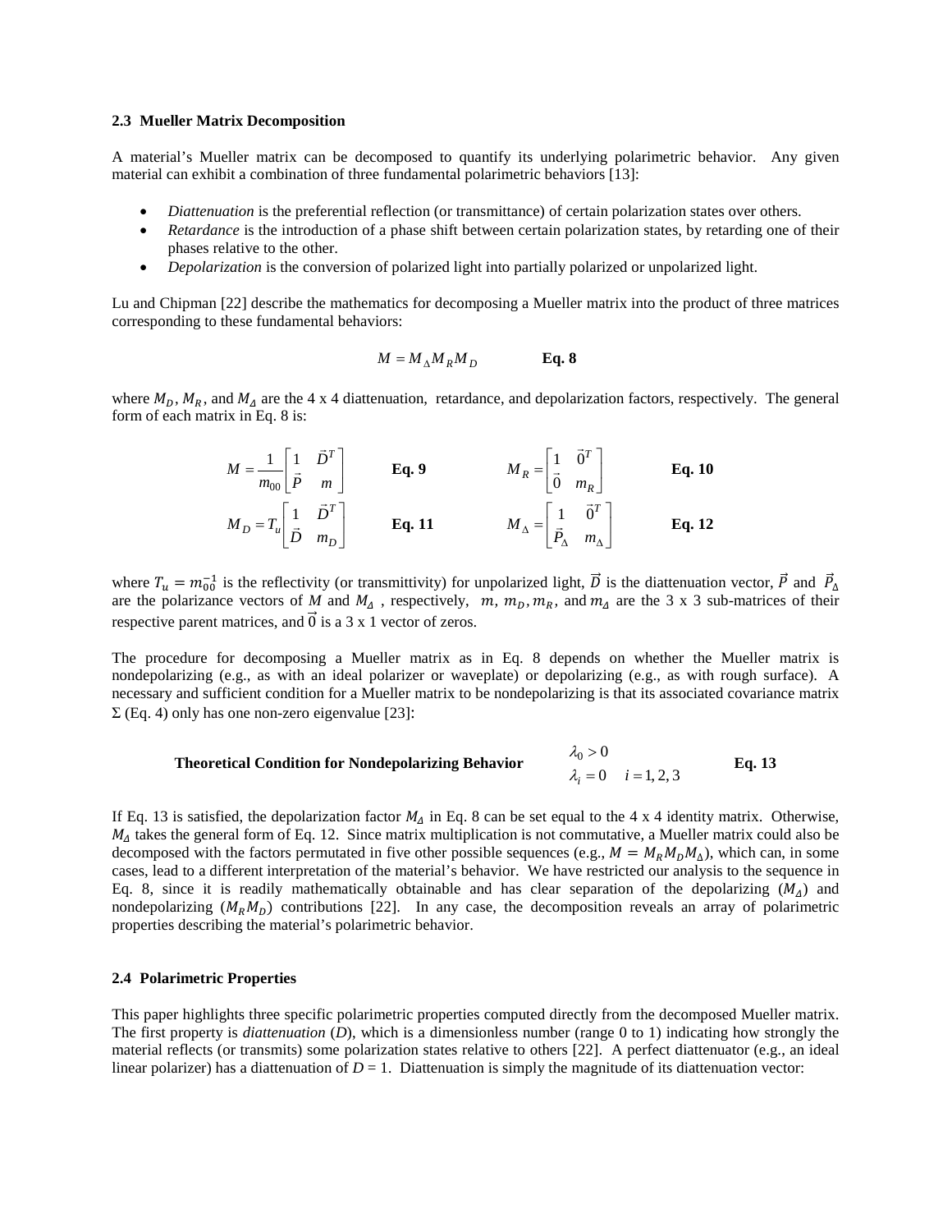### 2.3 Mueller Matrix Decomposition

A material's Mueller matrix can be decomposed to quantify its underlying polarimetric behavior. Any given material can exhibit a combination of three fundamental polarimetric behaviors [13]:

- *Diattenuation* is the preferential reflection (or transmittance) of certain polarization states over others.
- *Retardance* is the introduction of a phase shift between certain polarization states, by retarding one of their phases relative to the other.
- *Depolarization* is the conversion of polarized light into partially polarized or unpolarized light.

Lu and Chipman [22] describe the mathematics for decomposing a Mueller matrix into the product of three matrices corresponding to these fundamental behaviors:

$$M = M_{\Delta} M_R M_D \qquad \textbf{Eq. 8}$$

where $M_D$, $M_R$, and $M_\Delta$ are the 4 x 4 diattenuation, retardance, and depolarization factors, respectively. The general form of each matrix in Eq. 8 is:

$$M = \frac{1}{m_{00}} \begin{bmatrix} 1 & \vec{D}^T \\ \vec{P} & m \end{bmatrix} \qquad \textbf{Eq. 9} \qquad\qquad M_R = \begin{bmatrix} 1 & \vec{0}^T \\ \vec{0} & m_R \end{bmatrix} \qquad \textbf{Eq. 10}$$

$$M_D = T_u \begin{bmatrix} 1 & \vec{D}^T \\ \vec{D} & m_D \end{bmatrix} \qquad \textbf{Eq. 11} \qquad\qquad M_{\Delta} = \begin{bmatrix} 1 & \vec{0}^T \\ \vec{P}_{\Delta} & m_{\Delta} \end{bmatrix} \qquad \textbf{Eq. 12}$$

where $T_u = m_{00}^{-1}$ is the reflectivity (or transmittivity) for unpolarized light, $\vec{D}$ is the diattenuation vector, $\vec{P}$ and $\vec{P}_\Delta$ are the polarizance vectors of $M$ and $M_\Delta$ , respectively, $m$, $m_D$, $m_R$, and $m_\Delta$ are the 3 x 3 sub-matrices of their respective parent matrices, and $\vec{0}$ is a 3 x 1 vector of zeros.

The procedure for decomposing a Mueller matrix as in Eq. 8 depends on whether the Mueller matrix is nondepolarizing (e.g., as with an ideal polarizer or waveplate) or depolarizing (e.g., as with rough surface). A necessary and sufficient condition for a Mueller matrix to be nondepolarizing is that its associated covariance matrix $\Sigma$ (Eq. 4) only has one non-zero eigenvalue [23]:

$$\textbf{Theoretical Condition for Nondepolarizing Behavior} \qquad \begin{aligned} &\lambda_0 > 0 \\ &\lambda_i = 0 \quad i = 1, 2, 3 \end{aligned} \qquad \textbf{Eq. 13}$$

If Eq. 13 is satisfied, the depolarization factor $M_\Delta$ in Eq. 8 can be set equal to the 4 x 4 identity matrix. Otherwise, $M_\Delta$ takes the general form of Eq. 12. Since matrix multiplication is not commutative, a Mueller matrix could also be decomposed with the factors permutated in five other possible sequences (e.g., $M = M_R M_D M_\Delta$), which can, in some cases, lead to a different interpretation of the material's behavior. We have restricted our analysis to the sequence in Eq. 8, since it is readily mathematically obtainable and has clear separation of the depolarizing ($M_\Delta$) and nondepolarizing ($M_R M_D$) contributions [22]. In any case, the decomposition reveals an array of polarimetric properties describing the material's polarimetric behavior.

### 2.4 Polarimetric Properties

This paper highlights three specific polarimetric properties computed directly from the decomposed Mueller matrix. The first property is *diattenuation* ($D$), which is a dimensionless number (range 0 to 1) indicating how strongly the material reflects (or transmits) some polarization states relative to others [22]. A perfect diattenuator (e.g., an ideal linear polarizer) has a diattenuation of $D = 1$. Diattenuation is simply the magnitude of its diattenuation vector: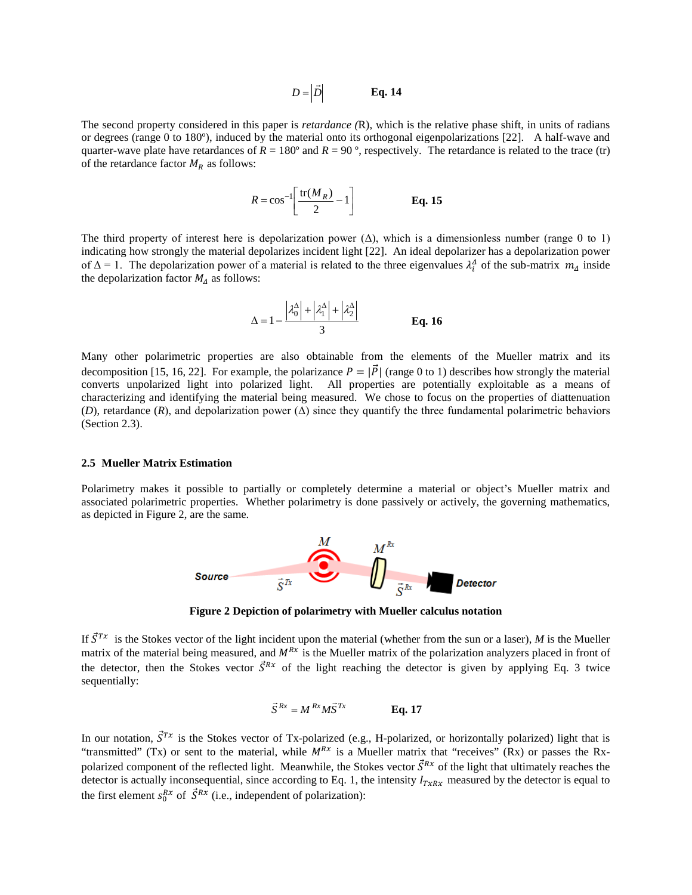$$D = \left|\vec{D}\right| \qquad \textbf{Eq. 14}$$

The second property considered in this paper is *retardance (*R), which is the relative phase shift, in units of radians or degrees (range 0 to 180º), induced by the material onto its orthogonal eigenpolarizations [22]. A half-wave and quarter-wave plate have retardances of $R$ = 180º and $R$ = 90 º, respectively. The retardance is related to the trace (tr) of the retardance factor $M_R$ as follows:

$$R = \cos^{-1}\left[\frac{\mathrm{tr}(M_R)}{2} - 1\right] \qquad \textbf{Eq. 15}$$

The third property of interest here is depolarization power (Δ), which is a dimensionless number (range 0 to 1) indicating how strongly the material depolarizes incident light [22]. An ideal depolarizer has a depolarization power of Δ = 1. The depolarization power of a material is related to the three eigenvalues $\lambda_i^\Delta$ of the sub-matrix $m_\Delta$ inside the depolarization factor $M_\Delta$ as follows:

$$\Delta = 1 - \frac{\left|\lambda_0^\Delta\right| + \left|\lambda_1^\Delta\right| + \left|\lambda_2^\Delta\right|}{3} \qquad \textbf{Eq. 16}$$

Many other polarimetric properties are also obtainable from the elements of the Mueller matrix and its decomposition [15, 16, 22]. For example, the polarizance $P = |\vec{P}|$ (range 0 to 1) describes how strongly the material converts unpolarized light into polarized light. All properties are potentially exploitable as a means of characterizing and identifying the material being measured. We chose to focus on the properties of diattenuation ($D$), retardance ($R$), and depolarization power (Δ) since they quantify the three fundamental polarimetric behaviors (Section 2.3).

### 2.5 Mueller Matrix Estimation

Polarimetry makes it possible to partially or completely determine a material or object's Mueller matrix and associated polarimetric properties. Whether polarimetry is done passively or actively, the governing mathematics, as depicted in Figure 2, are the same.

**Figure 2 Depiction of polarimetry with Mueller calculus notation**

If $\vec{S}^{Tx}$ is the Stokes vector of the light incident upon the material (whether from the sun or a laser), $M$ is the Mueller matrix of the material being measured, and $M^{Rx}$ is the Mueller matrix of the polarization analyzers placed in front of the detector, then the Stokes vector $\vec{S}^{Rx}$ of the light reaching the detector is given by applying Eq. 3 twice sequentially:

$$\vec{S}^{Rx} = M^{Rx} M \vec{S}^{Tx} \qquad \textbf{Eq. 17}$$

In our notation, $\vec{S}^{Tx}$ is the Stokes vector of Tx-polarized (e.g., H-polarized, or horizontally polarized) light that is "transmitted" (Tx) or sent to the material, while $M^{Rx}$ is a Mueller matrix that "receives" (Rx) or passes the Rx-polarized component of the reflected light. Meanwhile, the Stokes vector $\vec{S}^{Rx}$ of the light that ultimately reaches the detector is actually inconsequential, since according to Eq. 1, the intensity $I_{TxRx}$ measured by the detector is equal to the first element $s_0^{Rx}$ of $\vec{S}^{Rx}$ (i.e., independent of polarization):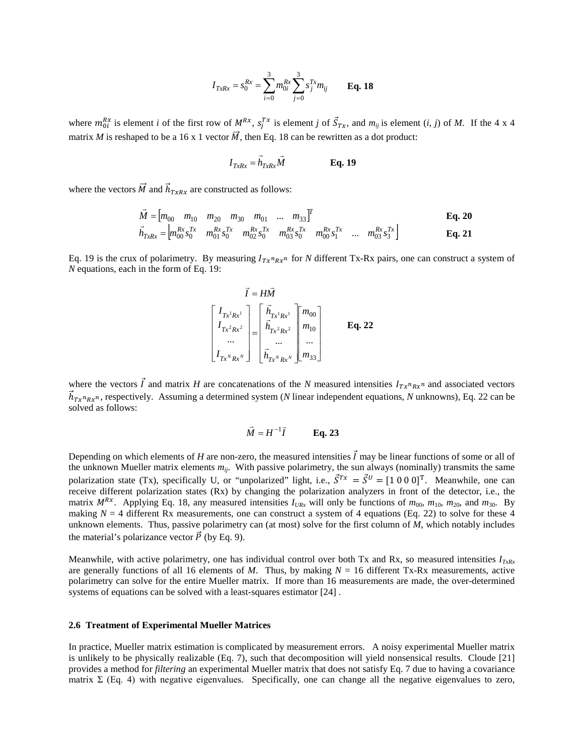$$I_{TxRx} = s_0^{Rx} = \sum_{i=0}^{3} m_{0i}^{Rx} \sum_{j=0}^{3} s_j^{Tx} m_{ij} \qquad \textbf{Eq. 18}$$

where $m_{0i}^{Rx}$ is element $i$ of the first row of $M^{Rx}$, $s_j^{Tx}$ is element $j$ of $\vec{S}_{Tx}$, and $m_{ij}$ is element $(i, j)$ of $M$. If the 4 x 4 matrix $M$ is reshaped to be a 16 x 1 vector $\vec{M}$, then Eq. 18 can be rewritten as a dot product:

$$I_{TxRx} = \vec{h}_{TxRx} \vec{M} \qquad \textbf{Eq. 19}$$

where the vectors $\vec{M}$ and $\vec{h}_{TxRx}$ are constructed as follows:

$$\vec{M} = \begin{bmatrix} m_{00} & m_{10} & m_{20} & m_{30} & m_{01} & \ldots & m_{33} \end{bmatrix}^T \qquad \textbf{Eq. 20}$$

$$\vec{h}_{TxRx} = \begin{bmatrix} m_{00}^{Rx} s_0^{Tx} & m_{01}^{Rx} s_0^{Tx} & m_{02}^{Rx} s_0^{Tx} & m_{03}^{Rx} s_0^{Tx} & m_{00}^{Rx} s_1^{Tx} & \ldots & m_{03}^{Rx} s_3^{Tx} \end{bmatrix} \qquad \textbf{Eq. 21}$$

Eq. 19 is the crux of polarimetry. By measuring $I_{Tx^n Rx^n}$ for $N$ different Tx-Rx pairs, one can construct a system of $N$ equations, each in the form of Eq. 19:

$$\vec{I} = H\vec{M}$$

$$\begin{bmatrix} I_{Tx^1 Rx^1} \\ I_{Tx^2 Rx^2} \\ \ldots \\ I_{Tx^N Rx^N} \end{bmatrix} = \begin{bmatrix} \vec{h}_{Tx^1 Rx^1} \\ \vec{h}_{Tx^2 Rx^2} \\ \ldots \\ \vec{h}_{Tx^N Rx^N} \end{bmatrix} \begin{bmatrix} m_{00} \\ m_{10} \\ \ldots \\ m_{33} \end{bmatrix} \qquad \textbf{Eq. 22}$$

where the vectors $\vec{I}$ and matrix $H$ are concatenations of the $N$ measured intensities $I_{Tx^n Rx^n}$ and associated vectors $\vec{h}_{Tx^n Rx^n}$, respectively. Assuming a determined system ($N$ linear independent equations, $N$ unknowns), Eq. 22 can be solved as follows:

$$\vec{M} = H^{-1}\vec{I} \qquad \textbf{Eq. 23}$$

Depending on which elements of $H$ are non-zero, the measured intensities $\vec{I}$ may be linear functions of some or all of the unknown Mueller matrix elements $m_{ij}$. With passive polarimetry, the sun always (nominally) transmits the same polarization state (Tx), specifically U, or "unpolarized" light, i.e., $\vec{S}^{Tx} = \vec{S}^{U} = [1\ 0\ 0\ 0]^{\mathrm{T}}$. Meanwhile, one can receive different polarization states (Rx) by changing the polarization analyzers in front of the detector, i.e., the matrix $M^{Rx}$. Applying Eq. 18, any measured intensities $I_{URx}$ will only be functions of $m_{00}$, $m_{10}$, $m_{20}$, and $m_{30}$. By making $N = 4$ different Rx measurements, one can construct a system of 4 equations (Eq. 22) to solve for these 4 unknown elements. Thus, passive polarimetry can (at most) solve for the first column of $M$, which notably includes the material's polarizance vector $\vec{P}$ (by Eq. 9).

Meanwhile, with active polarimetry, one has individual control over both Tx and Rx, so measured intensities $I_{TxRx}$ are generally functions of all 16 elements of $M$. Thus, by making $N = 16$ different Tx-Rx measurements, active polarimetry can solve for the entire Mueller matrix. If more than 16 measurements are made, the over-determined systems of equations can be solved with a least-squares estimator [24] .

### 2.6 Treatment of Experimental Mueller Matrices

In practice, Mueller matrix estimation is complicated by measurement errors. A noisy experimental Mueller matrix is unlikely to be physically realizable (Eq. 7), such that decomposition will yield nonsensical results. Cloude [21] provides a method for *filtering* an experimental Mueller matrix that does not satisfy Eq. 7 due to having a covariance matrix Σ (Eq. 4) with negative eigenvalues. Specifically, one can change all the negative eigenvalues to zero,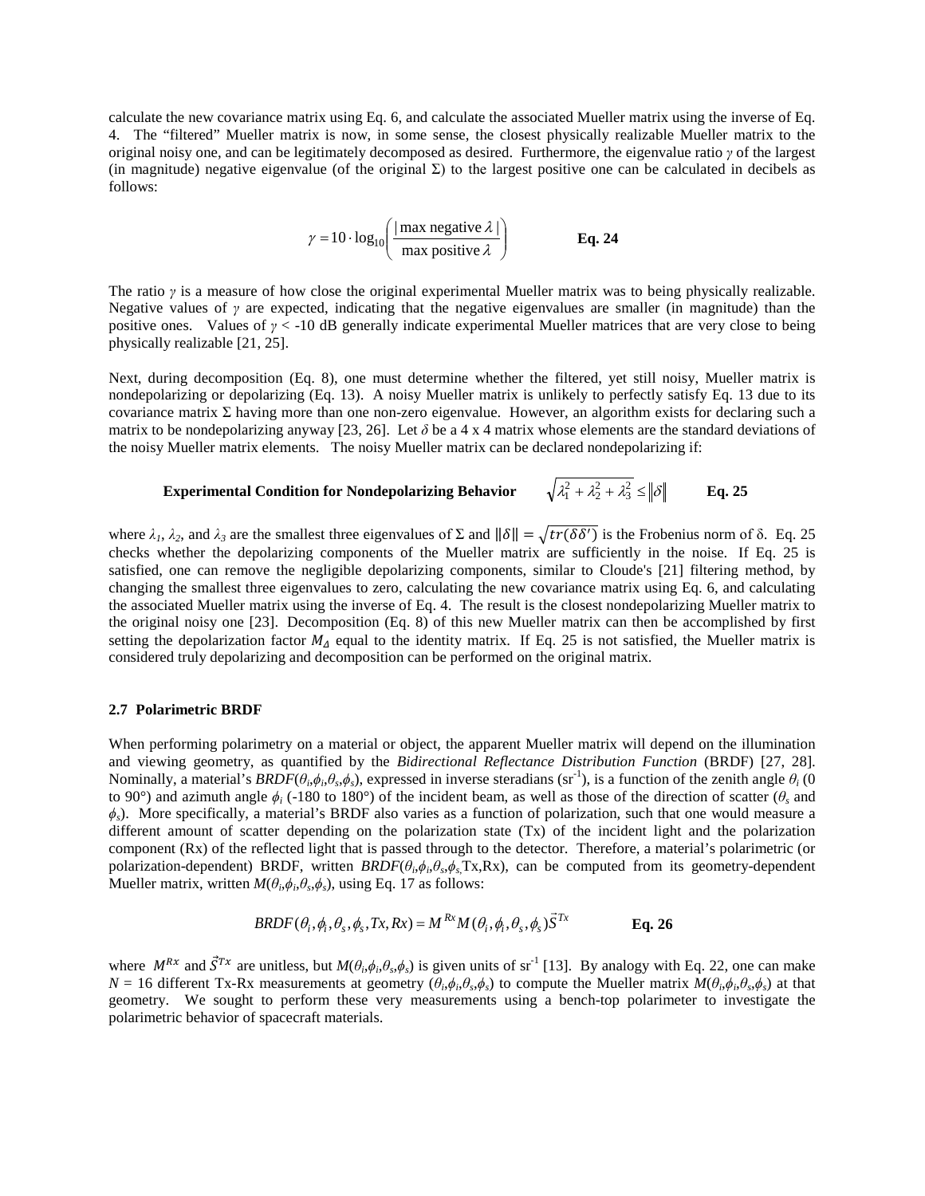calculate the new covariance matrix using Eq. 6, and calculate the associated Mueller matrix using the inverse of Eq. 4. The "filtered" Mueller matrix is now, in some sense, the closest physically realizable Mueller matrix to the original noisy one, and can be legitimately decomposed as desired. Furthermore, the eigenvalue ratio $\gamma$ of the largest (in magnitude) negative eigenvalue (of the original $\Sigma$) to the largest positive one can be calculated in decibels as follows:

$$\gamma = 10 \cdot \log_{10}\left(\frac{|\text{max negative } \lambda|}{\text{max positive } \lambda}\right) \qquad \textbf{Eq. 24}$$

The ratio $\gamma$ is a measure of how close the original experimental Mueller matrix was to being physically realizable. Negative values of $\gamma$ are expected, indicating that the negative eigenvalues are smaller (in magnitude) than the positive ones. Values of $\gamma < -10$ dB generally indicate experimental Mueller matrices that are very close to being physically realizable [21, 25].

Next, during decomposition (Eq. 8), one must determine whether the filtered, yet still noisy, Mueller matrix is nondepolarizing or depolarizing (Eq. 13). A noisy Mueller matrix is unlikely to perfectly satisfy Eq. 13 due to its covariance matrix $\Sigma$ having more than one non-zero eigenvalue. However, an algorithm exists for declaring such a matrix to be nondepolarizing anyway [23, 26]. Let $\delta$ be a 4 x 4 matrix whose elements are the standard deviations of the noisy Mueller matrix elements. The noisy Mueller matrix can be declared nondepolarizing if:

$$\textbf{Experimental Condition for Nondepolarizing Behavior} \qquad \sqrt{\lambda_1^2 + \lambda_2^2 + \lambda_3^2} \leq \|\delta\| \qquad \textbf{Eq. 25}$$

where $\lambda_1$, $\lambda_2$, and $\lambda_3$ are the smallest three eigenvalues of $\Sigma$ and $\|\delta\| = \sqrt{tr(\delta\delta')}$ is the Frobenius norm of $\delta$. Eq. 25 checks whether the depolarizing components of the Mueller matrix are sufficiently in the noise. If Eq. 25 is satisfied, one can remove the negligible depolarizing components, similar to Cloude's [21] filtering method, by changing the smallest three eigenvalues to zero, calculating the new covariance matrix using Eq. 6, and calculating the associated Mueller matrix using the inverse of Eq. 4. The result is the closest nondepolarizing Mueller matrix to the original noisy one [23]. Decomposition (Eq. 8) of this new Mueller matrix can then be accomplished by first setting the depolarization factor $M_\Delta$ equal to the identity matrix. If Eq. 25 is not satisfied, the Mueller matrix is considered truly depolarizing and decomposition can be performed on the original matrix.

### 2.7 Polarimetric BRDF

When performing polarimetry on a material or object, the apparent Mueller matrix will depend on the illumination and viewing geometry, as quantified by the *Bidirectional Reflectance Distribution Function* (BRDF) [27, 28]. Nominally, a material's $BRDF(\theta_i,\phi_i,\theta_s,\phi_s)$, expressed in inverse steradians (sr$^{-1}$), is a function of the zenith angle $\theta_i$ (0 to 90°) and azimuth angle $\phi_i$ (-180 to 180°) of the incident beam, as well as those of the direction of scatter ($\theta_s$ and $\phi_s$). More specifically, a material's BRDF also varies as a function of polarization, such that one would measure a different amount of scatter depending on the polarization state (Tx) of the incident light and the polarization component (Rx) of the reflected light that is passed through to the detector. Therefore, a material's polarimetric (or polarization-dependent) BRDF, written $BRDF(\theta_i,\phi_i,\theta_s,\phi_s,\text{Tx},\text{Rx})$, can be computed from its geometry-dependent Mueller matrix, written $M(\theta_i,\phi_i,\theta_s,\phi_s)$, using Eq. 17 as follows:

$$BRDF(\theta_i,\phi_i,\theta_s,\phi_s,Tx,Rx) = M^{Rx} M(\theta_i,\phi_i,\theta_s,\phi_s)\vec{S}^{Tx} \qquad \textbf{Eq. 26}$$

where $M^{Rx}$ and $\vec{S}^{Tx}$ are unitless, but $M(\theta_i,\phi_i,\theta_s,\phi_s)$ is given units of sr$^{-1}$ [13]. By analogy with Eq. 22, one can make $N = 16$ different Tx-Rx measurements at geometry $(\theta_i,\phi_i,\theta_s,\phi_s)$ to compute the Mueller matrix $M(\theta_i,\phi_i,\theta_s,\phi_s)$ at that geometry. We sought to perform these very measurements using a bench-top polarimeter to investigate the polarimetric behavior of spacecraft materials.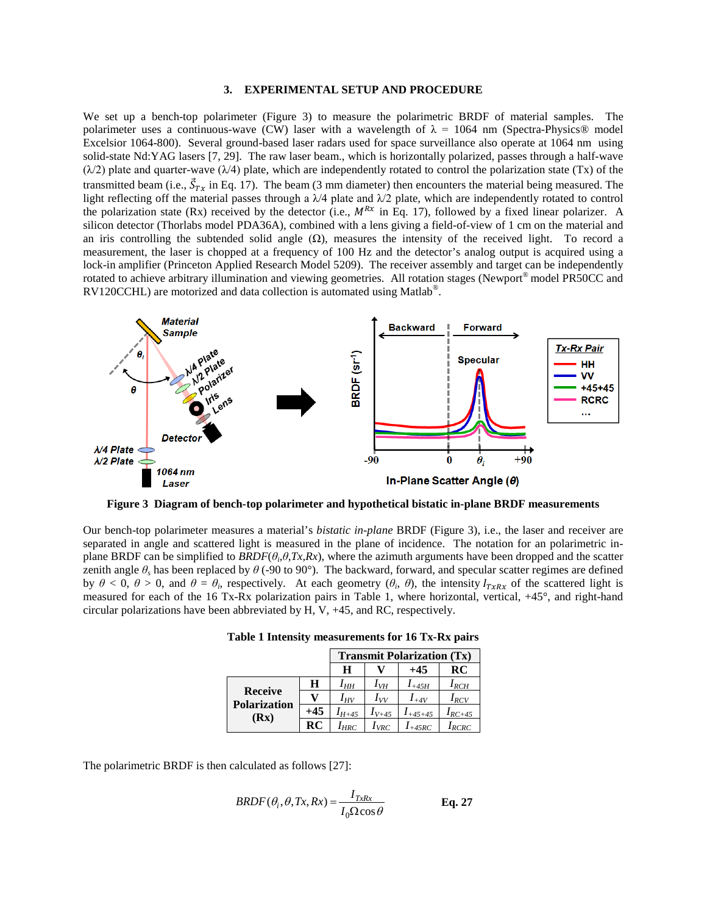## 3. EXPERIMENTAL SETUP AND PROCEDURE

We set up a bench-top polarimeter (Figure 3) to measure the polarimetric BRDF of material samples. The polarimeter uses a continuous-wave (CW) laser with a wavelength of λ = 1064 nm (Spectra-Physics® model Excelsior 1064-800). Several ground-based laser radars used for space surveillance also operate at 1064 nm using solid-state Nd:YAG lasers [7, 29]. The raw laser beam, which is horizontally polarized, passes through a half-wave (λ/2) plate and quarter-wave (λ/4) plate, which are independently rotated to control the polarization state (Tx) of the transmitted beam (i.e., $\vec{S}_{Tx}$ in Eq. 17). The beam (3 mm diameter) then encounters the material being measured. The light reflecting off the material passes through a λ/4 plate and λ/2 plate, which are independently rotated to control the polarization state (Rx) received by the detector (i.e., $M^{Rx}$ in Eq. 17), followed by a fixed linear polarizer. A silicon detector (Thorlabs model PDA36A), combined with a lens giving a field-of-view of 1 cm on the material and an iris controlling the subtended solid angle (Ω), measures the intensity of the received light. To record a measurement, the laser is chopped at a frequency of 100 Hz and the detector's analog output is acquired using a lock-in amplifier (Princeton Applied Research Model 5209). The receiver assembly and target can be independently rotated to achieve arbitrary illumination and viewing geometries. All rotation stages (Newport® model PR50CC and RV120CCHL) are motorized and data collection is automated using Matlab®.

**Figure 3 Diagram of bench-top polarimeter and hypothetical bistatic in-plane BRDF measurements**

Our bench-top polarimeter measures a material's *bistatic in-plane* BRDF (Figure 3), i.e., the laser and receiver are separated in angle and scattered light is measured in the plane of incidence. The notation for an polarimetric in-plane BRDF can be simplified to $BRDF(\theta_i,\theta,Tx,Rx)$, where the azimuth arguments have been dropped and the scatter zenith angle $\theta_s$ has been replaced by $\theta$ (-90 to 90°). The backward, forward, and specular scatter regimes are defined by $\theta < 0$, $\theta > 0$, and $\theta = \theta_i$, respectively. At each geometry ($\theta_i$, $\theta$), the intensity $I_{TxRx}$ of the scattered light is measured for each of the 16 Tx-Rx polarization pairs in Table 1, where horizontal, vertical, +45°, and right-hand circular polarizations have been abbreviated by H, V, +45, and RC, respectively.

**Table 1 Intensity measurements for 16 Tx-Rx pairs**

| | | Transmit Polarization (Tx) | | | |
|---|---|---|---|---|---|
| | | H | V | +45 | RC |
| Receive Polarization (Rx) | H | $I_{HH}$ | $I_{VH}$ | $I_{+45H}$ | $I_{RCH}$ |
| | V | $I_{HV}$ | $I_{VV}$ | $I_{+4V}$ | $I_{RCV}$ |
| | +45 | $I_{H+45}$ | $I_{V+45}$ | $I_{+45+45}$ | $I_{RC+45}$ |
| | RC | $I_{HRC}$ | $I_{VRC}$ | $I_{+45RC}$ | $I_{RCRC}$ |

The polarimetric BRDF is then calculated as follows [27]:

$$BRDF(\theta_i,\theta,Tx,Rx) = \frac{I_{TxRx}}{I_0 \Omega \cos\theta} \qquad \textbf{Eq. 27}$$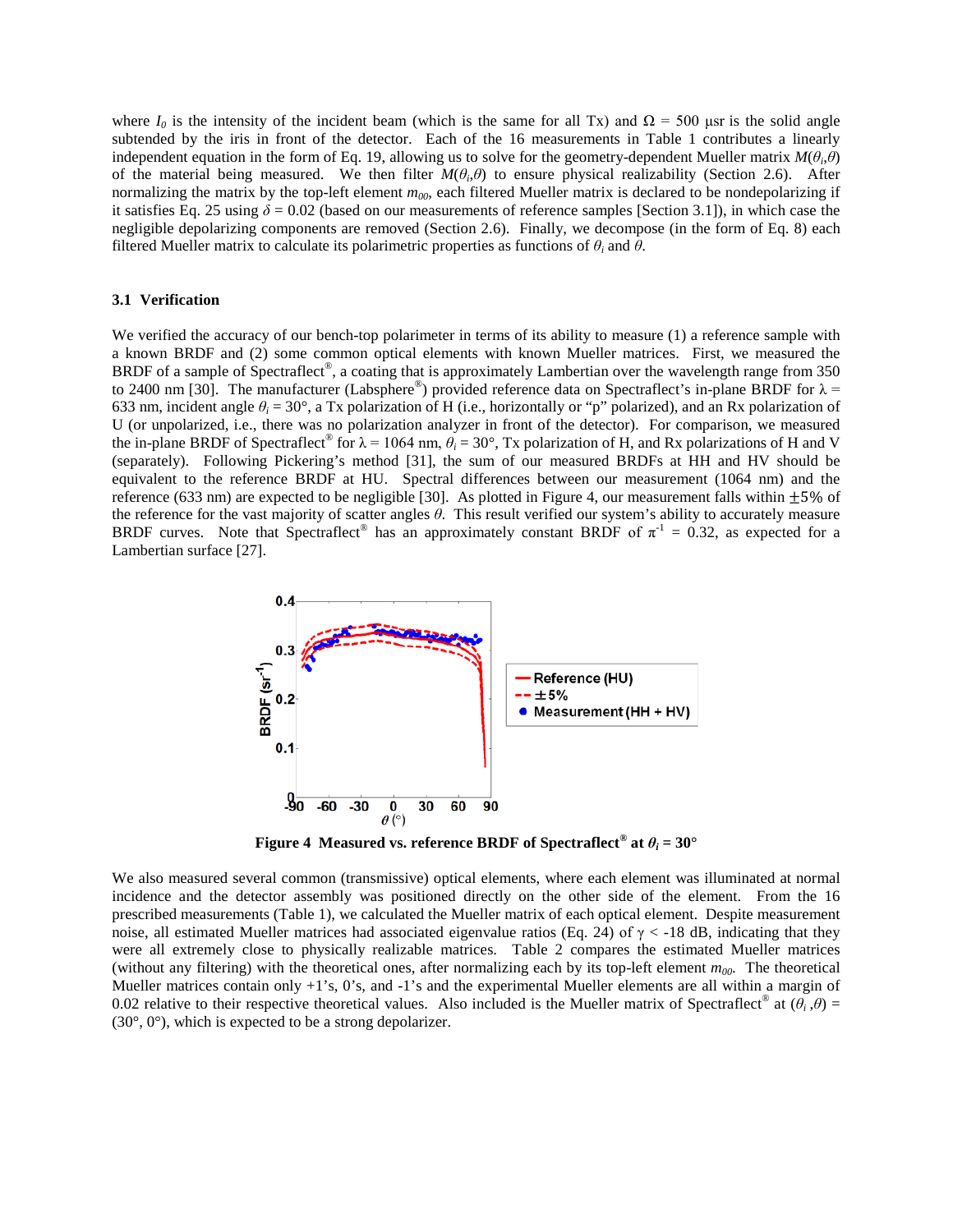where $I_0$ is the intensity of the incident beam (which is the same for all Tx) and $\Omega$ = 500 μsr is the solid angle subtended by the iris in front of the detector. Each of the 16 measurements in Table 1 contributes a linearly independent equation in the form of Eq. 19, allowing us to solve for the geometry-dependent Mueller matrix $M(\theta_i,\theta)$ of the material being measured. We then filter $M(\theta_i,\theta)$ to ensure physical realizability (Section 2.6). After normalizing the matrix by the top-left element $m_{00}$, each filtered Mueller matrix is declared to be nondepolarizing if it satisfies Eq. 25 using $\delta$ = 0.02 (based on our measurements of reference samples [Section 3.1]), in which case the negligible depolarizing components are removed (Section 2.6). Finally, we decompose (in the form of Eq. 8) each filtered Mueller matrix to calculate its polarimetric properties as functions of $\theta_i$ and $\theta$.

### 3.1 Verification

We verified the accuracy of our bench-top polarimeter in terms of its ability to measure (1) a reference sample with a known BRDF and (2) some common optical elements with known Mueller matrices. First, we measured the BRDF of a sample of Spectraflect®, a coating that is approximately Lambertian over the wavelength range from 350 to 2400 nm [30]. The manufacturer (Labsphere®) provided reference data on Spectraflect's in-plane BRDF for $\lambda$ = 633 nm, incident angle $\theta_i$ = 30°, a Tx polarization of H (i.e., horizontally or "p" polarized), and an Rx polarization of U (or unpolarized, i.e., there was no polarization analyzer in front of the detector). For comparison, we measured the in-plane BRDF of Spectraflect® for $\lambda$ = 1064 nm, $\theta_i$ = 30°, Tx polarization of H, and Rx polarizations of H and V (separately). Following Pickering's method [31], the sum of our measured BRDFs at HH and HV should be equivalent to the reference BRDF at HU. Spectral differences between our measurement (1064 nm) and the reference (633 nm) are expected to be negligible [30]. As plotted in Figure 4, our measurement falls within ±5% of the reference for the vast majority of scatter angles $\theta$. This result verified our system's ability to accurately measure BRDF curves. Note that Spectraflect® has an approximately constant BRDF of $\pi^{-1}$ = 0.32, as expected for a Lambertian surface [27].

**Figure 4 Measured vs. reference BRDF of Spectraflect® at $\theta_i$ = 30°**

We also measured several common (transmissive) optical elements, where each element was illuminated at normal incidence and the detector assembly was positioned directly on the other side of the element. From the 16 prescribed measurements (Table 1), we calculated the Mueller matrix of each optical element. Despite measurement noise, all estimated Mueller matrices had associated eigenvalue ratios (Eq. 24) of $\gamma$ < -18 dB, indicating that they were all extremely close to physically realizable matrices. Table 2 compares the estimated Mueller matrices (without any filtering) with the theoretical ones, after normalizing each by its top-left element $m_{00}$. The theoretical Mueller matrices contain only +1's, 0's, and -1's and the experimental Mueller elements are all within a margin of 0.02 relative to their respective theoretical values. Also included is the Mueller matrix of Spectraflect® at $(\theta_i,\theta)$ = (30°, 0°), which is expected to be a strong depolarizer.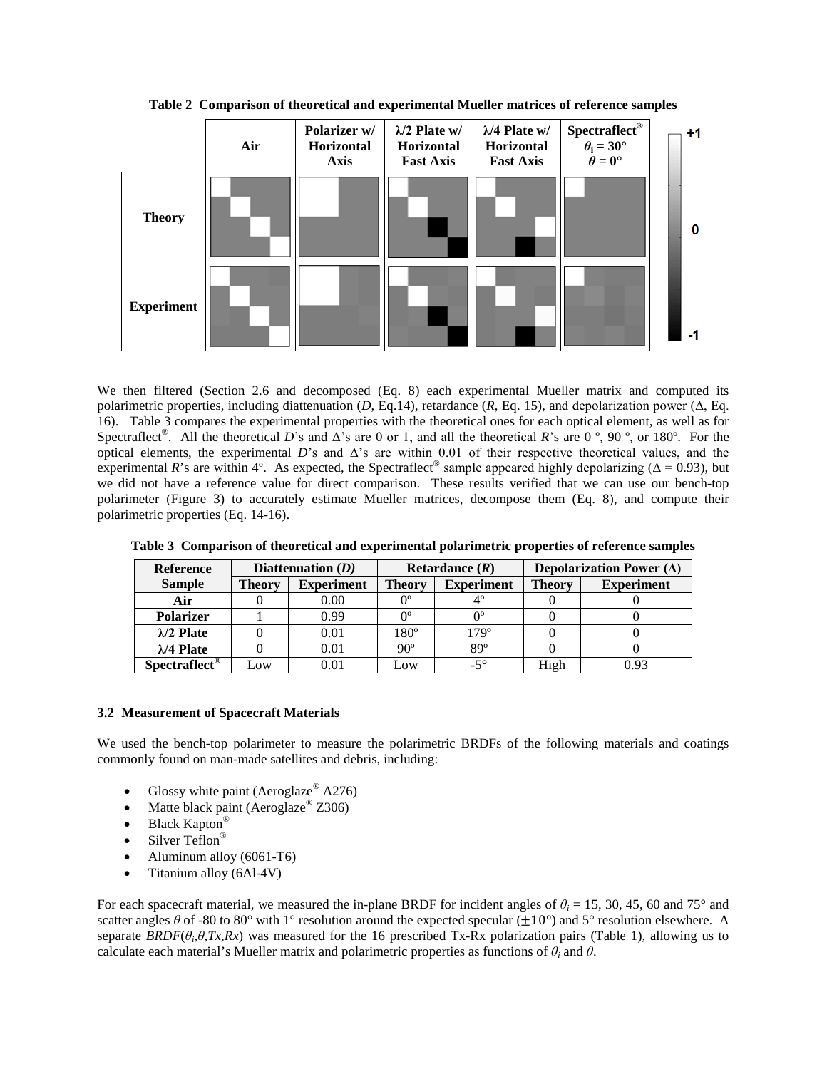**Table 2 Comparison of theoretical and experimental Mueller matrices of reference samples**

|  | Air | Polarizer w/ Horizontal Axis | λ/2 Plate w/ Horizontal Fast Axis | λ/4 Plate w/ Horizontal Fast Axis | Spectraflect® $\theta_i = 30°$ $\theta = 0°$ |
|---|---|---|---|---|---|
| **Theory** |  |  |  |  |  |
| **Experiment** |  |  |  |  |  |

We then filtered (Section 2.6 and decomposed (Eq. 8) each experimental Mueller matrix and computed its polarimetric properties, including diattenuation (*D*, Eq.14), retardance (*R*, Eq. 15), and depolarization power (Δ, Eq. 16). Table 3 compares the experimental properties with the theoretical ones for each optical element, as well as for Spectraflect®. All the theoretical *D*'s and Δ's are 0 or 1, and all the theoretical *R*'s are 0 º, 90 º, or 180º. For the optical elements, the experimental *D*'s and Δ's are within 0.01 of their respective theoretical values, and the experimental *R*'s are within 4º. As expected, the Spectraflect® sample appeared highly depolarizing (Δ = 0.93), but we did not have a reference value for direct comparison. These results verified that we can use our bench-top polarimeter (Figure 3) to accurately estimate Mueller matrices, decompose them (Eq. 8), and compute their polarimetric properties (Eq. 14-16).

**Table 3 Comparison of theoretical and experimental polarimetric properties of reference samples**

| Reference Sample | Diattenuation (*D*) | | Retardance (*R*) | | Depolarization Power (Δ) | |
|---|---|---|---|---|---|---|
| | Theory | Experiment | Theory | Experiment | Theory | Experiment |
| **Air** | 0 | 0.00 | 0º | 4º | 0 | 0 |
| **Polarizer** | 1 | 0.99 | 0º | 0º | 0 | 0 |
| **λ/2 Plate** | 0 | 0.01 | 180º | 179º | 0 | 0 |
| **λ/4 Plate** | 0 | 0.01 | 90º | 89º | 0 | 0 |
| **Spectraflect®** | Low | 0.01 | Low | -5° | High | 0.93 |

### 3.2 Measurement of Spacecraft Materials

We used the bench-top polarimeter to measure the polarimetric BRDFs of the following materials and coatings commonly found on man-made satellites and debris, including:

- Glossy white paint (Aeroglaze® A276)
- Matte black paint (Aeroglaze® Z306)
- Black Kapton®
- Silver Teflon®
- Aluminum alloy (6061-T6)
- Titanium alloy (6Al-4V)

For each spacecraft material, we measured the in-plane BRDF for incident angles of $\theta_i$ = 15, 30, 45, 60 and 75° and scatter angles $\theta$ of -80 to 80° with 1° resolution around the expected specular (±10°) and 5° resolution elsewhere. A separate $BRDF(\theta_i,\theta,Tx,Rx)$ was measured for the 16 prescribed Tx-Rx polarization pairs (Table 1), allowing us to calculate each material's Mueller matrix and polarimetric properties as functions of $\theta_i$ and $\theta$.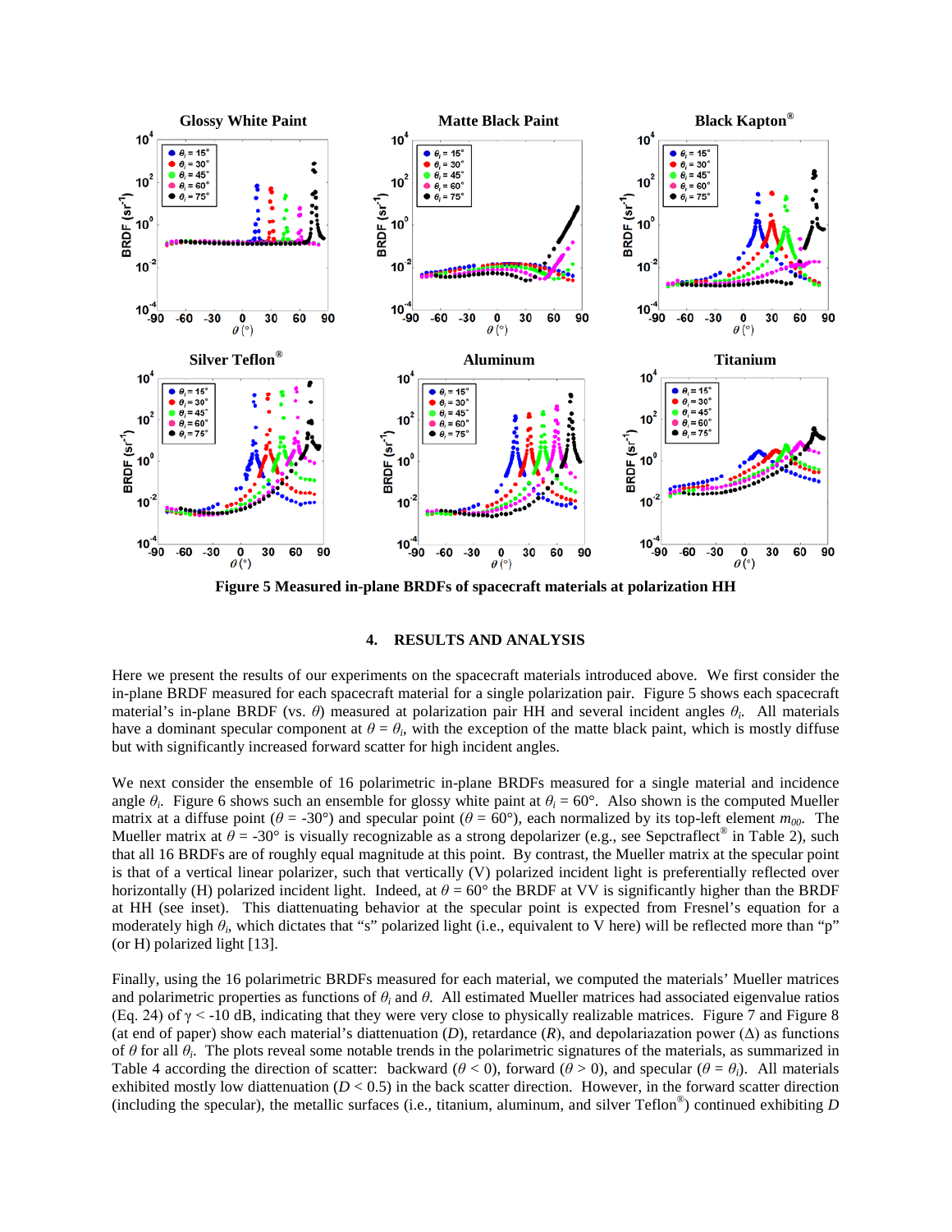Figure 5 Measured in-plane BRDFs of spacecraft materials at polarization HH

## 4. RESULTS AND ANALYSIS

Here we present the results of our experiments on the spacecraft materials introduced above. We first consider the in-plane BRDF measured for each spacecraft material for a single polarization pair. Figure 5 shows each spacecraft material's in-plane BRDF (vs. $\theta$) measured at polarization pair HH and several incident angles $\theta_i$. All materials have a dominant specular component at $\theta = \theta_i$, with the exception of the matte black paint, which is mostly diffuse but with significantly increased forward scatter for high incident angles.

We next consider the ensemble of 16 polarimetric in-plane BRDFs measured for a single material and incidence angle $\theta_i$. Figure 6 shows such an ensemble for glossy white paint at $\theta_i = 60°$. Also shown is the computed Mueller matrix at a diffuse point ($\theta$ = -30°) and specular point ($\theta$ = 60°), each normalized by its top-left element $m_{00}$. The Mueller matrix at $\theta$ = -30° is visually recognizable as a strong depolarizer (e.g., see Sepctraflect® in Table 2), such that all 16 BRDFs are of roughly equal magnitude at this point. By contrast, the Mueller matrix at the specular point is that of a vertical linear polarizer, such that vertically (V) polarized incident light is preferentially reflected over horizontally (H) polarized incident light. Indeed, at $\theta$ = 60° the BRDF at VV is significantly higher than the BRDF at HH (see inset). This diattenuating behavior at the specular point is expected from Fresnel's equation for a moderately high $\theta_i$, which dictates that "s" polarized light (i.e., equivalent to V here) will be reflected more than "p" (or H) polarized light [13].

Finally, using the 16 polarimetric BRDFs measured for each material, we computed the materials' Mueller matrices and polarimetric properties as functions of $\theta_i$ and $\theta$. All estimated Mueller matrices had associated eigenvalue ratios (Eq. 24) of $\gamma$ < -10 dB, indicating that they were very close to physically realizable matrices. Figure 7 and Figure 8 (at end of paper) show each material's diattenuation ($D$), retardance ($R$), and depolariazation power ($\Delta$) as functions of $\theta$ for all $\theta_i$. The plots reveal some notable trends in the polarimetric signatures of the materials, as summarized in Table 4 according the direction of scatter: backward ($\theta < 0$), forward ($\theta > 0$), and specular ($\theta = \theta_i$). All materials exhibited mostly low diattenuation ($D < 0.5$) in the back scatter direction. However, in the forward scatter direction (including the specular), the metallic surfaces (i.e., titanium, aluminum, and silver Teflon®) continued exhibiting $D$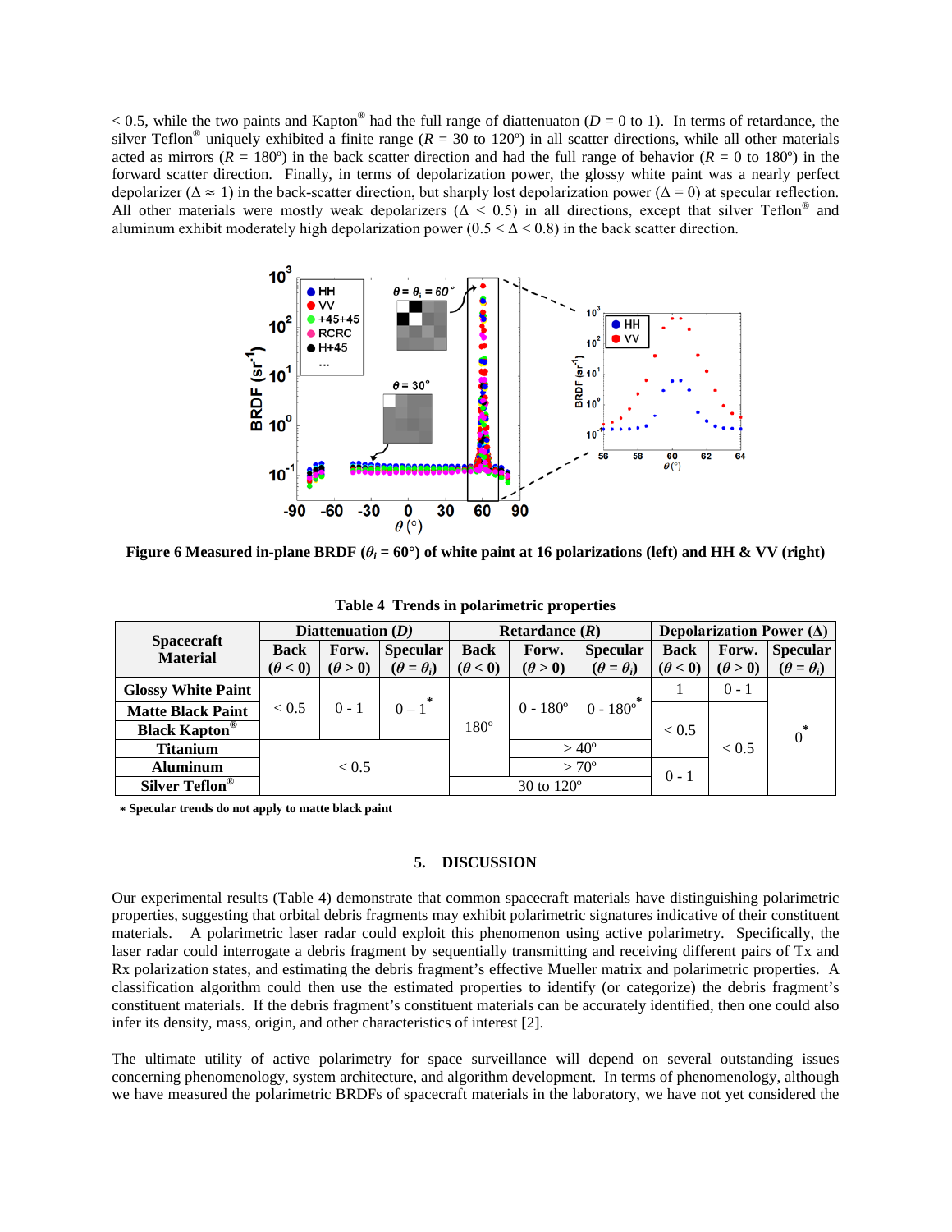< 0.5, while the two paints and Kapton® had the full range of diattenuaton ($D$ = 0 to 1). In terms of retardance, the silver Teflon® uniquely exhibited a finite range ($R$ = 30 to 120º) in all scatter directions, while all other materials acted as mirrors ($R$ = 180º) in the back scatter direction and had the full range of behavior ($R$ = 0 to 180º) in the forward scatter direction. Finally, in terms of depolarization power, the glossy white paint was a nearly perfect depolarizer ($\Delta \approx 1$) in the back-scatter direction, but sharply lost depolarization power ($\Delta = 0$) at specular reflection. All other materials were mostly weak depolarizers ($\Delta < 0.5$) in all directions, except that silver Teflon® and aluminum exhibit moderately high depolarization power ($0.5 < \Delta < 0.8$) in the back scatter direction.

**Figure 6 Measured in-plane BRDF ($\theta_i$ = 60°) of white paint at 16 polarizations (left) and HH & VV (right)**

**Table 4 Trends in polarimetric properties**

| Spacecraft Material | Diattenuation ($D$) | | | Retardance ($R$) | | | Depolarization Power ($\Delta$) | | |
|---|---|---|---|---|---|---|---|---|---|
| | Back ($\theta < 0$) | Forw. ($\theta > 0$) | Specular ($\theta = \theta_i$) | Back ($\theta < 0$) | Forw. ($\theta > 0$) | Specular ($\theta = \theta_i$) | Back ($\theta < 0$) | Forw. ($\theta > 0$) | Specular ($\theta = \theta_i$) |
| Glossy White Paint | | | | | | | 1 | 0 - 1 | |
| Matte Black Paint | < 0.5 | 0 - 1 | 0 – 1* | | 0 - 180º | 0 - 180º* | | | |
| Black Kapton® | | | | 180º | | | < 0.5 | | 0* |
| Titanium | | | | | > 40º | | | < 0.5 | |
| Aluminum | < 0.5 | | | | > 70º | | 0 - 1 | | |
| Silver Teflon® | | | | 30 to 120º | | | | | |

\* Specular trends do not apply to matte black paint

## 5. DISCUSSION

Our experimental results (Table 4) demonstrate that common spacecraft materials have distinguishing polarimetric properties, suggesting that orbital debris fragments may exhibit polarimetric signatures indicative of their constituent materials. A polarimetric laser radar could exploit this phenomenon using active polarimetry. Specifically, the laser radar could interrogate a debris fragment by sequentially transmitting and receiving different pairs of Tx and Rx polarization states, and estimating the debris fragment's effective Mueller matrix and polarimetric properties. A classification algorithm could then use the estimated properties to identify (or categorize) the debris fragment's constituent materials. If the debris fragment's constituent materials can be accurately identified, then one could also infer its density, mass, origin, and other characteristics of interest [2].

The ultimate utility of active polarimetry for space surveillance will depend on several outstanding issues concerning phenomenology, system architecture, and algorithm development. In terms of phenomenology, although we have measured the polarimetric BRDFs of spacecraft materials in the laboratory, we have not yet considered the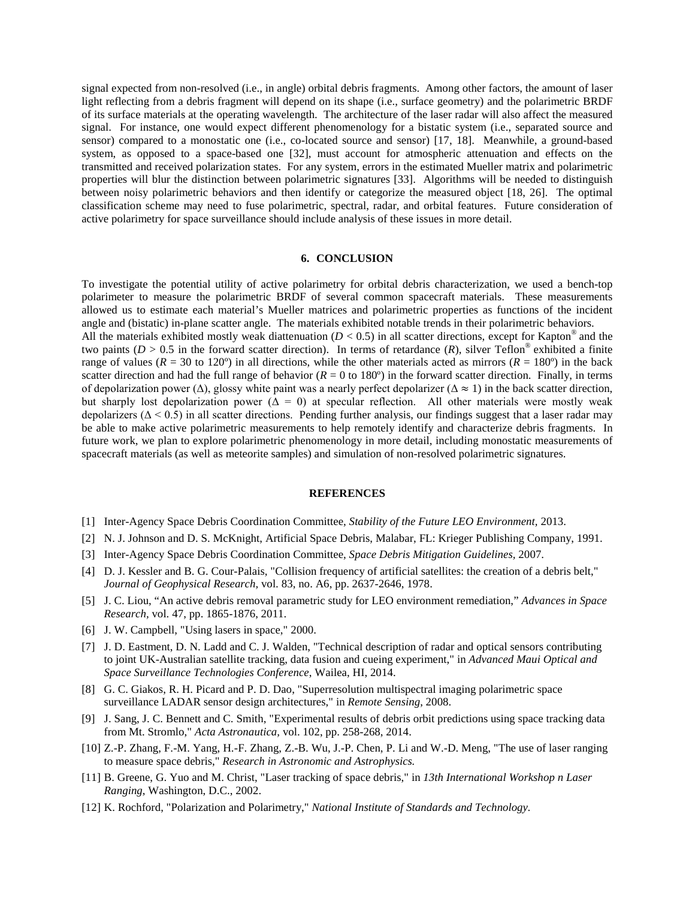signal expected from non-resolved (i.e., in angle) orbital debris fragments. Among other factors, the amount of laser light reflecting from a debris fragment will depend on its shape (i.e., surface geometry) and the polarimetric BRDF of its surface materials at the operating wavelength. The architecture of the laser radar will also affect the measured signal. For instance, one would expect different phenomenology for a bistatic system (i.e., separated source and sensor) compared to a monostatic one (i.e., co-located source and sensor) [17, 18]. Meanwhile, a ground-based system, as opposed to a space-based one [32], must account for atmospheric attenuation and effects on the transmitted and received polarization states. For any system, errors in the estimated Mueller matrix and polarimetric properties will blur the distinction between polarimetric signatures [33]. Algorithms will be needed to distinguish between noisy polarimetric behaviors and then identify or categorize the measured object [18, 26]. The optimal classification scheme may need to fuse polarimetric, spectral, radar, and orbital features. Future consideration of active polarimetry for space surveillance should include analysis of these issues in more detail.

## 6. CONCLUSION

To investigate the potential utility of active polarimetry for orbital debris characterization, we used a bench-top polarimeter to measure the polarimetric BRDF of several common spacecraft materials. These measurements allowed us to estimate each material's Mueller matrices and polarimetric properties as functions of the incident angle and (bistatic) in-plane scatter angle. The materials exhibited notable trends in their polarimetric behaviors. All the materials exhibited mostly weak diattenuation ($D < 0.5$) in all scatter directions, except for Kapton® and the two paints ($D > 0.5$ in the forward scatter direction). In terms of retardance ($R$), silver Teflon® exhibited a finite range of values ($R$ = 30 to 120º) in all directions, while the other materials acted as mirrors ($R$ = 180º) in the back scatter direction and had the full range of behavior ($R$ = 0 to 180º) in the forward scatter direction. Finally, in terms of depolarization power ($\Delta$), glossy white paint was a nearly perfect depolarizer ($\Delta \approx 1$) in the back scatter direction, but sharply lost depolarization power ($\Delta = 0$) at specular reflection. All other materials were mostly weak depolarizers ($\Delta < 0.5$) in all scatter directions. Pending further analysis, our findings suggest that a laser radar may be able to make active polarimetric measurements to help remotely identify and characterize debris fragments. In future work, we plan to explore polarimetric phenomenology in more detail, including monostatic measurements of spacecraft materials (as well as meteorite samples) and simulation of non-resolved polarimetric signatures.

## REFERENCES

[1] Inter-Agency Space Debris Coordination Committee, *Stability of the Future LEO Environment*, 2013.

[2] N. J. Johnson and D. S. McKnight, Artificial Space Debris, Malabar, FL: Krieger Publishing Company, 1991.

[3] Inter-Agency Space Debris Coordination Committee, *Space Debris Mitigation Guidelines*, 2007.

[4] D. J. Kessler and B. G. Cour-Palais, "Collision frequency of artificial satellites: the creation of a debris belt," *Journal of Geophysical Research*, vol. 83, no. A6, pp. 2637-2646, 1978.

[5] J. C. Liou, "An active debris removal parametric study for LEO environment remediation," *Advances in Space Research*, vol. 47, pp. 1865-1876, 2011.

[6] J. W. Campbell, "Using lasers in space," 2000.

[7] J. D. Eastment, D. N. Ladd and C. J. Walden, "Technical description of radar and optical sensors contributing to joint UK-Australian satellite tracking, data fusion and cueing experiment," in *Advanced Maui Optical and Space Surveillance Technologies Conference*, Wailea, HI, 2014.

[8] G. C. Giakos, R. H. Picard and P. D. Dao, "Superresolution multispectral imaging polarimetric space surveillance LADAR sensor design architectures," in *Remote Sensing*, 2008.

[9] J. Sang, J. C. Bennett and C. Smith, "Experimental results of debris orbit predictions using space tracking data from Mt. Stromlo," *Acta Astronautica*, vol. 102, pp. 258-268, 2014.

[10] Z.-P. Zhang, F.-M. Yang, H.-F. Zhang, Z.-B. Wu, J.-P. Chen, P. Li and W.-D. Meng, "The use of laser ranging to measure space debris," *Research in Astronomic and Astrophysics.*

[11] B. Greene, G. Yuo and M. Christ, "Laser tracking of space debris," in *13th International Workshop n Laser Ranging*, Washington, D.C., 2002.

[12] K. Rochford, "Polarization and Polarimetry," *National Institute of Standards and Technology.*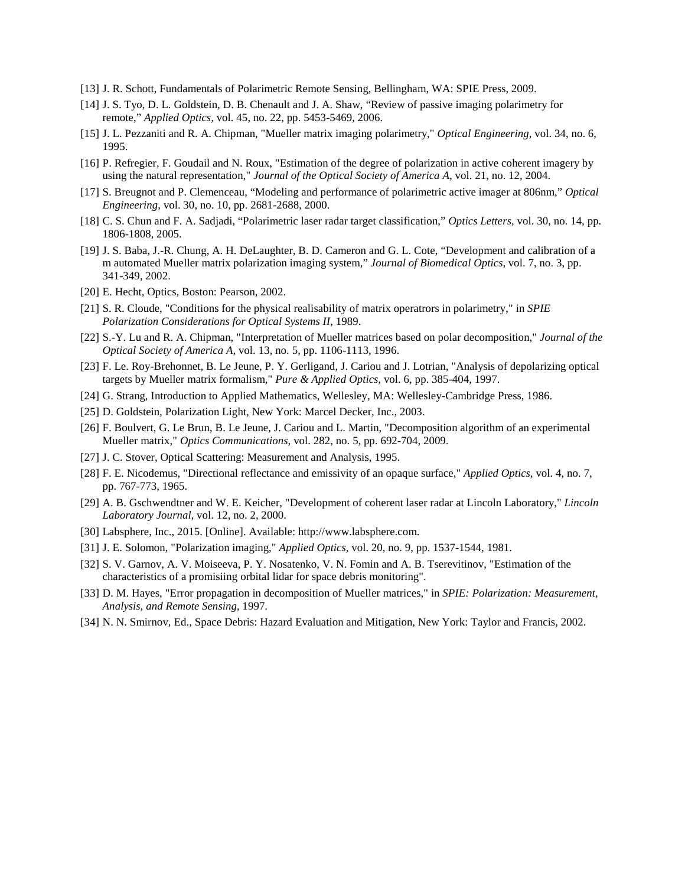[13] J. R. Schott, Fundamentals of Polarimetric Remote Sensing, Bellingham, WA: SPIE Press, 2009.

[14] J. S. Tyo, D. L. Goldstein, D. B. Chenault and J. A. Shaw, “Review of passive imaging polarimetry for remote,” *Applied Optics*, vol. 45, no. 22, pp. 5453-5469, 2006.

[15] J. L. Pezzaniti and R. A. Chipman, "Mueller matrix imaging polarimetry," *Optical Engineering,* vol. 34, no. 6, 1995.

[16] P. Refregier, F. Goudail and N. Roux, "Estimation of the degree of polarization in active coherent imagery by using the natural representation," *Journal of the Optical Society of America A,* vol. 21, no. 12, 2004.

[17] S. Breugnot and P. Clemenceau, “Modeling and performance of polarimetric active imager at 806nm,” *Optical Engineering,* vol. 30, no. 10, pp. 2681-2688, 2000.

[18] C. S. Chun and F. A. Sadjadi, “Polarimetric laser radar target classification,” *Optics Letters,* vol. 30, no. 14, pp. 1806-1808, 2005.

[19] J. S. Baba, J.-R. Chung, A. H. DeLaughter, B. D. Cameron and G. L. Cote, “Development and calibration of a m automated Mueller matrix polarization imaging system,” *Journal of Biomedical Optics,* vol. 7, no. 3, pp. 341-349, 2002.

[20] E. Hecht, Optics, Boston: Pearson, 2002.

[21] S. R. Cloude, "Conditions for the physical realisability of matrix operatrors in polarimetry," in *SPIE Polarization Considerations for Optical Systems II*, 1989.

[22] S.-Y. Lu and R. A. Chipman, "Interpretation of Mueller matrices based on polar decomposition," *Journal of the Optical Society of America A,* vol. 13, no. 5, pp. 1106-1113, 1996.

[23] F. Le. Roy-Brehonnet, B. Le Jeune, P. Y. Gerligand, J. Cariou and J. Lotrian, "Analysis of depolarizing optical targets by Mueller matrix formalism," *Pure & Applied Optics,* vol. 6, pp. 385-404, 1997.

[24] G. Strang, Introduction to Applied Mathematics, Wellesley, MA: Wellesley-Cambridge Press, 1986.

[25] D. Goldstein, Polarization Light, New York: Marcel Decker, Inc., 2003.

[26] F. Boulvert, G. Le Brun, B. Le Jeune, J. Cariou and L. Martin, "Decomposition algorithm of an experimental Mueller matrix," *Optics Communications,* vol. 282, no. 5, pp. 692-704, 2009.

[27] J. C. Stover, Optical Scattering: Measurement and Analysis, 1995.

[28] F. E. Nicodemus, "Directional reflectance and emissivity of an opaque surface," *Applied Optics,* vol. 4, no. 7, pp. 767-773, 1965.

[29] A. B. Gschwendtner and W. E. Keicher, "Development of coherent laser radar at Lincoln Laboratory," *Lincoln Laboratory Journal,* vol. 12, no. 2, 2000.

[30] Labsphere, Inc., 2015. [Online]. Available: http://www.labsphere.com.

[31] J. E. Solomon, "Polarization imaging," *Applied Optics,* vol. 20, no. 9, pp. 1537-1544, 1981.

[32] S. V. Garnov, A. V. Moiseeva, P. Y. Nosatenko, V. N. Fomin and A. B. Tserevitinov, "Estimation of the characteristics of a promisiing orbital lidar for space debris monitoring".

[33] D. M. Hayes, "Error propagation in decomposition of Mueller matrices," in *SPIE: Polarization: Measurement, Analysis, and Remote Sensing,* 1997.

[34] N. N. Smirnov, Ed., Space Debris: Hazard Evaluation and Mitigation, New York: Taylor and Francis, 2002.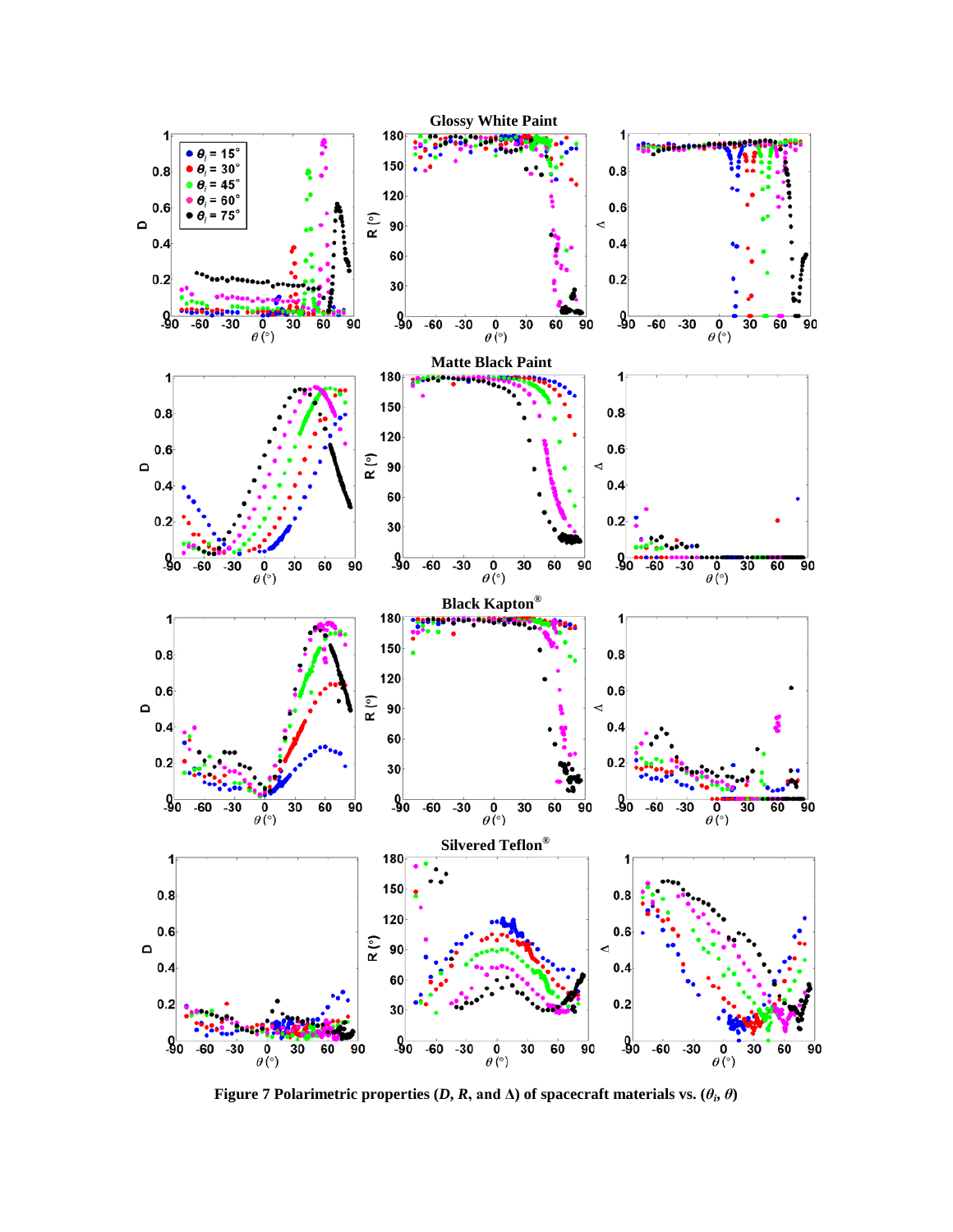**Figure 7 Polarimetric properties ($D$, $R$, and $\Delta$) of spacecraft materials vs. ($\theta_i$, $\theta$)**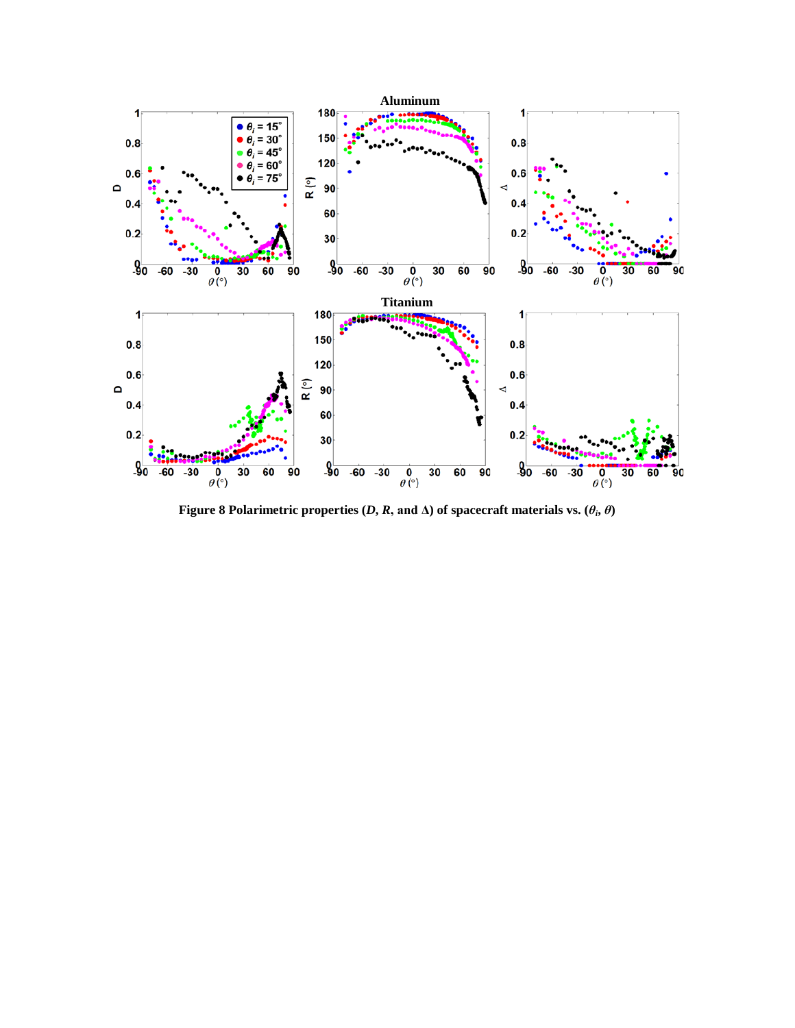Aluminum

$\theta_i = 15°$
$\theta_i = 30°$
$\theta_i = 45°$
$\theta_i = 60°$
$\theta_i = 75°$

D

1
0.8
0.6
0.4
0.2
0

-90 -60 -30 0 30 60 90

$\theta$ (°)

R (°)

180
150
120
90
60
30
0

-90 -60 -30 0 30 60 90

$\theta$ (°)

$\Delta$

1
0.8
0.6
0.4
0.2
0

-90 -60 -30 0 30 60 90

$\theta$ (°)

Titanium

D

1
0.8
0.6
0.4
0.2
0

-90 -60 -30 0 30 60 90

$\theta$ (°)

R (°)

180
150
120
90
60
30
0

-90 -60 -30 0 30 60 90

$\theta$ (°)

$\Delta$

1
0.8
0.6
0.4
0.2
0

-90 -60 -30 0 30 60 90

$\theta$ (°)

**Figure 8 Polarimetric properties (*D*, *R*, and $\Delta$) of spacecraft materials vs. ($\theta_i$, $\theta$)**